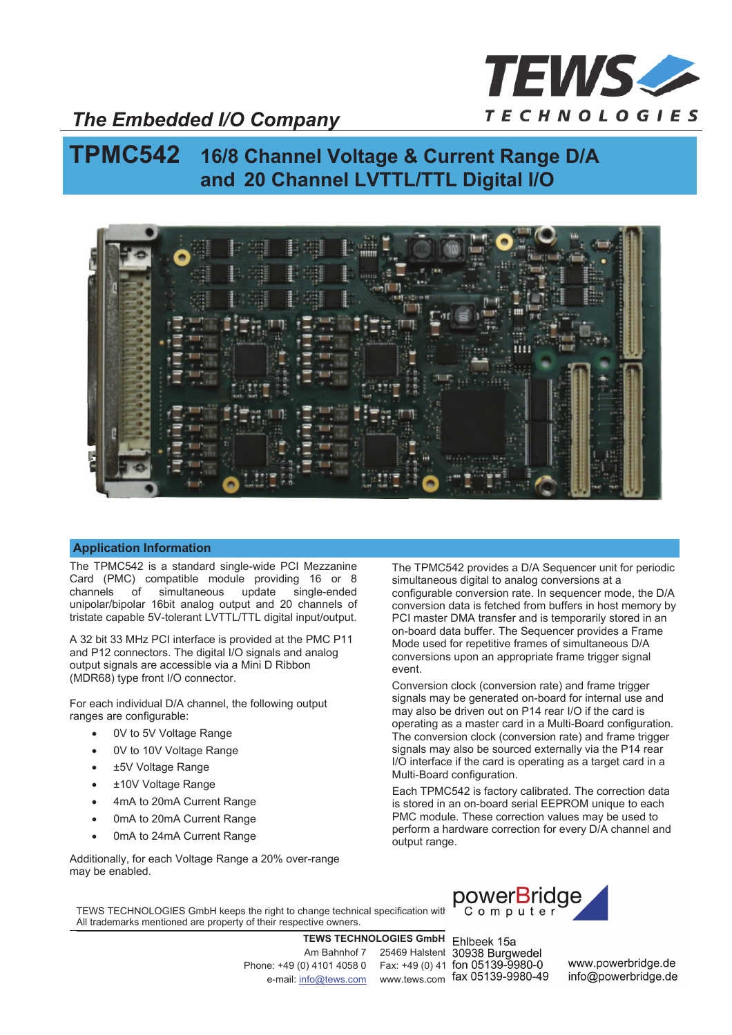*The Embedded I/O Company*

TEWS TECHNOLOGIES

# TPMC542 16/8 Channel Voltage & Current Range D/A and 20 Channel LVTTL/TTL Digital I/O

## Application Information

The TPMC542 is a standard single-wide PCI Mezzanine Card (PMC) compatible module providing 16 or 8 channels of simultaneous update single-ended unipolar/bipolar 16bit analog output and 20 channels of tristate capable 5V-tolerant LVTTL/TTL digital input/output.

A 32 bit 33 MHz PCI interface is provided at the PMC P11 and P12 connectors. The digital I/O signals and analog output signals are accessible via a Mini D Ribbon (MDR68) type front I/O connector.

For each individual D/A channel, the following output ranges are configurable:

- 0V to 5V Voltage Range
- 0V to 10V Voltage Range
- ±5V Voltage Range
- ±10V Voltage Range
- 4mA to 20mA Current Range
- 0mA to 20mA Current Range
- 0mA to 24mA Current Range

Additionally, for each Voltage Range a 20% over-range may be enabled.

The TPMC542 provides a D/A Sequencer unit for periodic simultaneous digital to analog conversions at a configurable conversion rate. In sequencer mode, the D/A conversion data is fetched from buffers in host memory by PCI master DMA transfer and is temporarily stored in an on-board data buffer. The Sequencer provides a Frame Mode used for repetitive frames of simultaneous D/A conversions upon an appropriate frame trigger signal event.

Conversion clock (conversion rate) and frame trigger signals may be generated on-board for internal use and may also be driven out on P14 rear I/O if the card is operating as a master card in a Multi-Board configuration. The conversion clock (conversion rate) and frame trigger signals may also be sourced externally via the P14 rear I/O interface if the card is operating as a target card in a Multi-Board configuration.

Each TPMC542 is factory calibrated. The correction data is stored in an on-board serial EEPROM unique to each PMC module. These correction values may be used to perform a hardware correction for every D/A channel and output range.

TEWS TECHNOLOGIES GmbH keeps the right to change technical specification witl
All trademarks mentioned are property of their respective owners.

**TEWS TECHNOLOGIES GmbH**
Am Bahnhof 7 25469 Halstenl
Phone: +49 (0) 4101 4058 0 Fax: +49 (0) 41
e-mail: info@tews.com www.tews.com

powerBridge Computer
Ehlbeek 15a
30938 Burgwedel
fon 05139-9980-0
fax 05139-9980-49
www.powerbridge.de
info@powerbridge.de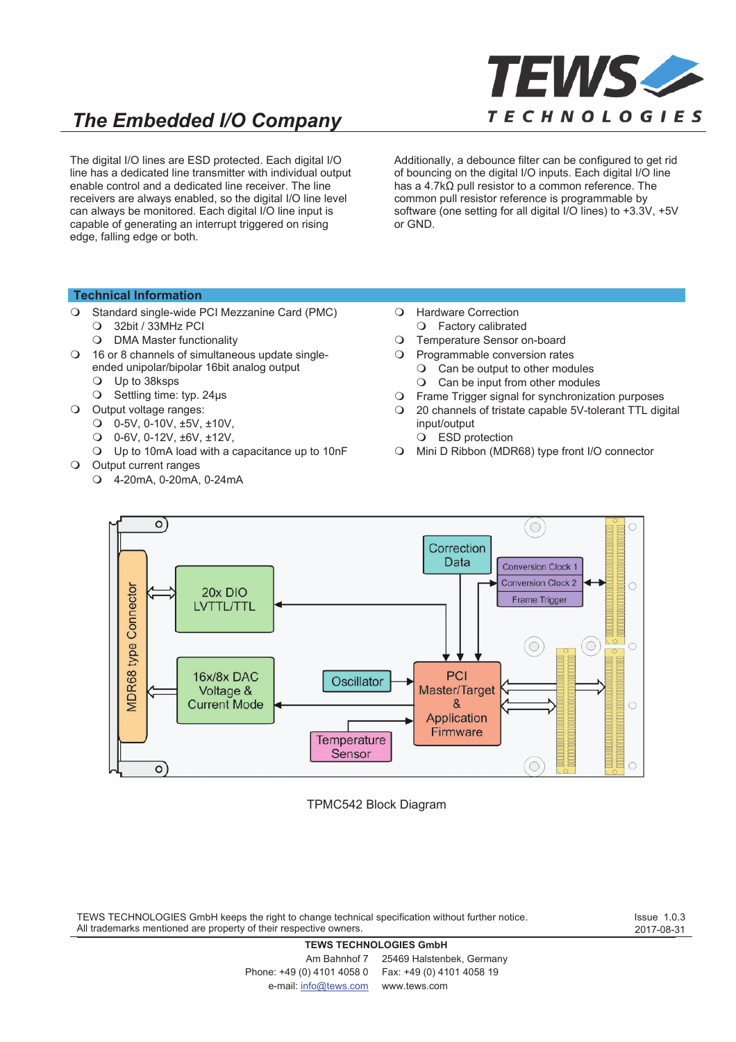The digital I/O lines are ESD protected. Each digital I/O line has a dedicated line transmitter with individual output enable control and a dedicated line receiver. The line receivers are always enabled, so the digital I/O line level can always be monitored. Each digital I/O line input is capable of generating an interrupt triggered on rising edge, falling edge or both.

Additionally, a debounce filter can be configured to get rid of bouncing on the digital I/O inputs. Each digital I/O line has a 4.7kΩ pull resistor to a common reference. The common pull resistor reference is programmable by software (one setting for all digital I/O lines) to +3.3V, +5V or GND.

## Technical Information

- Standard single-wide PCI Mezzanine Card (PMC)
  - 32bit / 33MHz PCI
  - DMA Master functionality
- 16 or 8 channels of simultaneous update single-ended unipolar/bipolar 16bit analog output
  - Up to 38ksps
  - Settling time: typ. 24µs
- Output voltage ranges:
  - 0-5V, 0-10V, ±5V, ±10V,
  - 0-6V, 0-12V, ±6V, ±12V,
  - Up to 10mA load with a capacitance up to 10nF
- Output current ranges
  - 4-20mA, 0-20mA, 0-24mA
- Hardware Correction
  - Factory calibrated
- Temperature Sensor on-board
- Programmable conversion rates
  - Can be output to other modules
  - Can be input from other modules
- Frame Trigger signal for synchronization purposes
- 20 channels of tristate capable 5V-tolerant TTL digital input/output
  - ESD protection
- Mini D Ribbon (MDR68) type front I/O connector

TPMC542 Block Diagram

TEWS TECHNOLOGIES GmbH keeps the right to change technical specification without further notice.
All trademarks mentioned are property of their respective owners.

Issue 1.0.3
2017-08-31

**TEWS TECHNOLOGIES GmbH**
Am Bahnhof 7 25469 Halstenbek, Germany
Phone: +49 (0) 4101 4058 0 Fax: +49 (0) 4101 4058 19
e-mail: info@tews.com www.tews.com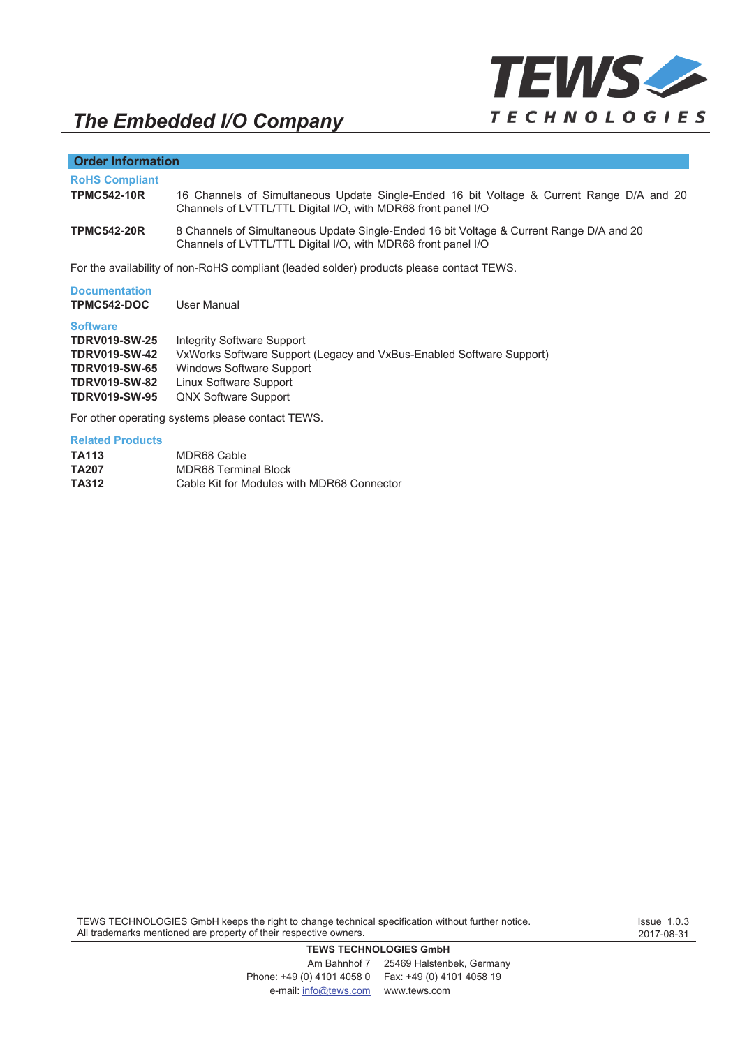## Order Information

### RoHS Compliant

| | |
|---|---|
| **TPMC542-10R** | 16 Channels of Simultaneous Update Single-Ended 16 bit Voltage & Current Range D/A and 20 Channels of LVTTL/TTL Digital I/O, with MDR68 front panel I/O |
| **TPMC542-20R** | 8 Channels of Simultaneous Update Single-Ended 16 bit Voltage & Current Range D/A and 20 Channels of LVTTL/TTL Digital I/O, with MDR68 front panel I/O |

For the availability of non-RoHS compliant (leaded solder) products please contact TEWS.

### Documentation

| | |
|---|---|
| **TPMC542-DOC** | User Manual |

### Software

| | |
|---|---|
| **TDRV019-SW-25** | Integrity Software Support |
| **TDRV019-SW-42** | VxWorks Software Support (Legacy and VxBus-Enabled Software Support) |
| **TDRV019-SW-65** | Windows Software Support |
| **TDRV019-SW-82** | Linux Software Support |
| **TDRV019-SW-95** | QNX Software Support |

For other operating systems please contact TEWS.

### Related Products

| | |
|---|---|
| **TA113** | MDR68 Cable |
| **TA207** | MDR68 Terminal Block |
| **TA312** | Cable Kit for Modules with MDR68 Connector |

TEWS TECHNOLOGIES GmbH keeps the right to change technical specification without further notice.
All trademarks mentioned are property of their respective owners.

Issue 1.0.3
2017-08-31

**TEWS TECHNOLOGIES GmbH**
Am Bahnhof 7 25469 Halstenbek, Germany
Phone: +49 (0) 4101 4058 0 Fax: +49 (0) 4101 4058 19
e-mail: info@tews.com www.tews.com